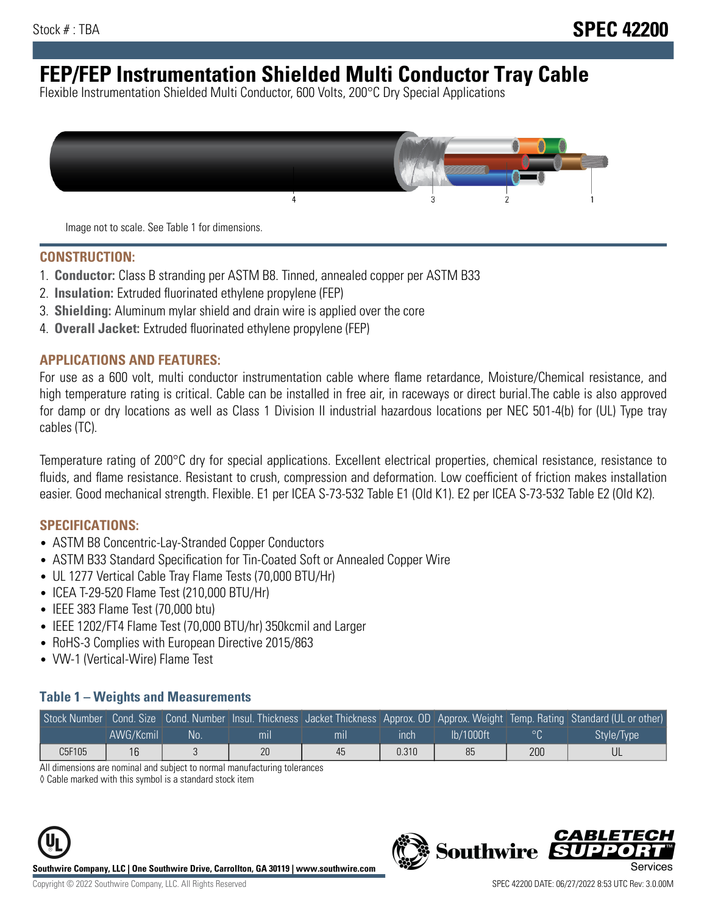Stock # : TBA

**SPEC 42200**

# FEP/FEP Instrumentation Shielded Multi Conductor Tray Cable

Flexible Instrumentation Shielded Multi Conductor, 600 Volts, 200°C Dry Special Applications

Image not to scale. See Table 1 for dimensions.

## CONSTRUCTION:

1. **Conductor:** Class B stranding per ASTM B8. Tinned, annealed copper per ASTM B33
2. **Insulation:** Extruded fluorinated ethylene propylene (FEP)
3. **Shielding:** Aluminum mylar shield and drain wire is applied over the core
4. **Overall Jacket:** Extruded fluorinated ethylene propylene (FEP)

## APPLICATIONS AND FEATURES:

For use as a 600 volt, multi conductor instrumentation cable where flame retardance, Moisture/Chemical resistance, and high temperature rating is critical. Cable can be installed in free air, in raceways or direct burial.The cable is also approved for damp or dry locations as well as Class 1 Division II industrial hazardous locations per NEC 501-4(b) for (UL) Type tray cables (TC).

Temperature rating of 200°C dry for special applications. Excellent electrical properties, chemical resistance, resistance to fluids, and flame resistance. Resistant to crush, compression and deformation. Low coefficient of friction makes installation easier. Good mechanical strength. Flexible. E1 per ICEA S-73-532 Table E1 (Old K1). E2 per ICEA S-73-532 Table E2 (Old K2).

## SPECIFICATIONS:

- ASTM B8 Concentric-Lay-Stranded Copper Conductors
- ASTM B33 Standard Specification for Tin-Coated Soft or Annealed Copper Wire
- UL 1277 Vertical Cable Tray Flame Tests (70,000 BTU/Hr)
- ICEA T-29-520 Flame Test (210,000 BTU/Hr)
- IEEE 383 Flame Test (70,000 btu)
- IEEE 1202/FT4 Flame Test (70,000 BTU/hr) 350kcmil and Larger
- RoHS-3 Complies with European Directive 2015/863
- VW-1 (Vertical-Wire) Flame Test

### Table 1 – Weights and Measurements

| Stock Number | Cond. Size | Cond. Number | Insul. Thickness | Jacket Thickness | Approx. OD | Approx. Weight | Temp. Rating | Standard (UL or other) |
|---|---|---|---|---|---|---|---|---|
| | AWG/Kcmil | No. | mil | mil | inch | lb/1000ft | °C | Style/Type |
| C5F105 | 16 | 3 | 20 | 45 | 0.310 | 85 | 200 | UL |

All dimensions are nominal and subject to normal manufacturing tolerances

◊ Cable marked with this symbol is a standard stock item

**Southwire Company, LLC | One Southwire Drive, Carrollton, GA 30119 | www.southwire.com**

Copyright © 2022 Southwire Company, LLC. All Rights Reserved

SPEC 42200 DATE: 06/27/2022 8:53 UTC Rev: 3.0.00M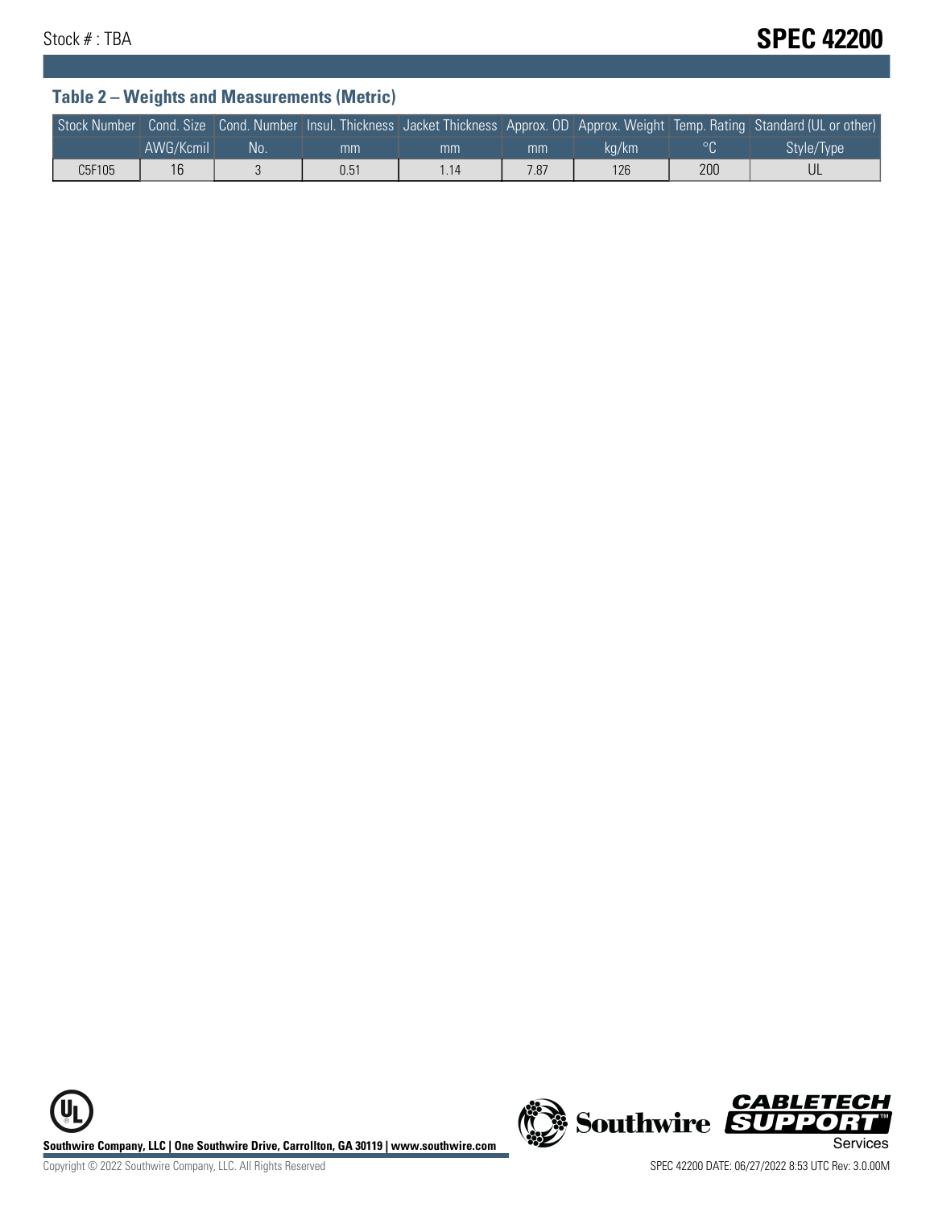### Table 2 – Weights and Measurements (Metric)

| Stock Number | Cond. Size | Cond. Number | Insul. Thickness | Jacket Thickness | Approx. OD | Approx. Weight | Temp. Rating | Standard (UL or other) |
|---|---|---|---|---|---|---|---|---|
| | AWG/Kcmil | No. | mm | mm | mm | kg/km | °C | Style/Type |
| C5F105 | 16 | 3 | 0.51 | 1.14 | 7.87 | 126 | 200 | UL |